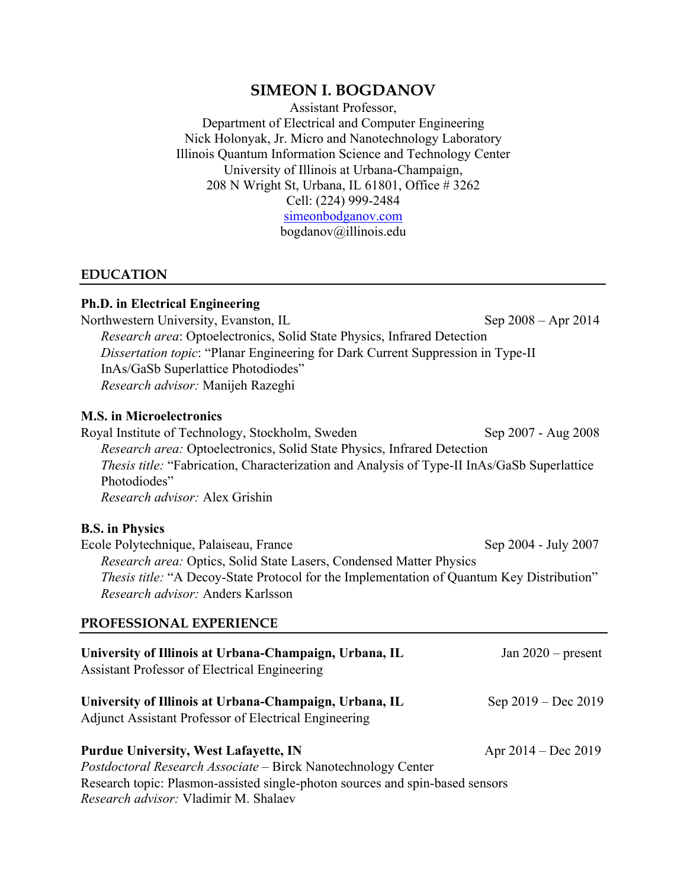# SIMEON I. BOGDANOV

Assistant Professor,
Department of Electrical and Computer Engineering
Nick Holonyak, Jr. Micro and Nanotechnology Laboratory
Illinois Quantum Information Science and Technology Center
University of Illinois at Urbana-Champaign,
208 N Wright St, Urbana, IL 61801, Office # 3262
Cell: (224) 999-2484
simeonbodganov.com
bogdanov@illinois.edu

## EDUCATION

**Ph.D. in Electrical Engineering**
Northwestern University, Evanston, IL — Sep 2008 – Apr 2014
*Research area*: Optoelectronics, Solid State Physics, Infrared Detection
*Dissertation topic*: "Planar Engineering for Dark Current Suppression in Type-II InAs/GaSb Superlattice Photodiodes"
*Research advisor:* Manijeh Razeghi

**M.S. in Microelectronics**
Royal Institute of Technology, Stockholm, Sweden — Sep 2007 - Aug 2008
*Research area:* Optoelectronics, Solid State Physics, Infrared Detection
*Thesis title:* "Fabrication, Characterization and Analysis of Type-II InAs/GaSb Superlattice Photodiodes"
*Research advisor:* Alex Grishin

**B.S. in Physics**
Ecole Polytechnique, Palaiseau, France — Sep 2004 - July 2007
*Research area:* Optics, Solid State Lasers, Condensed Matter Physics
*Thesis title:* "A Decoy-State Protocol for the Implementation of Quantum Key Distribution"
*Research advisor:* Anders Karlsson

## PROFESSIONAL EXPERIENCE

**University of Illinois at Urbana-Champaign, Urbana, IL** — Jan 2020 – present
Assistant Professor of Electrical Engineering

**University of Illinois at Urbana-Champaign, Urbana, IL** — Sep 2019 – Dec 2019
Adjunct Assistant Professor of Electrical Engineering

**Purdue University, West Lafayette, IN** — Apr 2014 – Dec 2019
*Postdoctoral Research Associate* – Birck Nanotechnology Center
Research topic: Plasmon-assisted single-photon sources and spin-based sensors
*Research advisor:* Vladimir M. Shalaev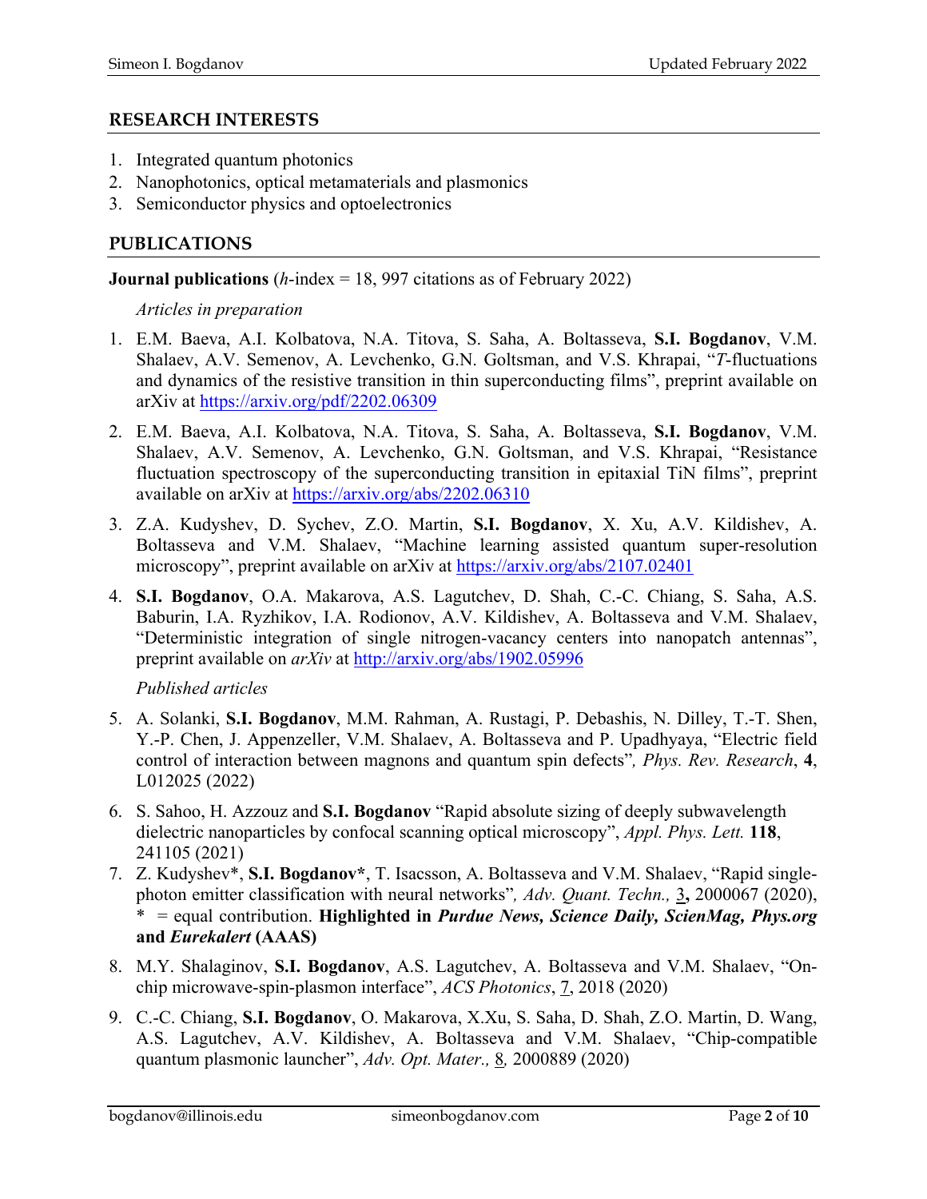## RESEARCH INTERESTS

1. Integrated quantum photonics
2. Nanophotonics, optical metamaterials and plasmonics
3. Semiconductor physics and optoelectronics

## PUBLICATIONS

**Journal publications** (*h*-index = 18, 997 citations as of February 2022)

*Articles in preparation*

1. E.M. Baeva, A.I. Kolbatova, N.A. Titova, S. Saha, A. Boltasseva, **S.I. Bogdanov**, V.M. Shalaev, A.V. Semenov, A. Levchenko, G.N. Goltsman, and V.S. Khrapai, "*T*-fluctuations and dynamics of the resistive transition in thin superconducting films", preprint available on arXiv at https://arxiv.org/pdf/2202.06309

2. E.M. Baeva, A.I. Kolbatova, N.A. Titova, S. Saha, A. Boltasseva, **S.I. Bogdanov**, V.M. Shalaev, A.V. Semenov, A. Levchenko, G.N. Goltsman, and V.S. Khrapai, "Resistance fluctuation spectroscopy of the superconducting transition in epitaxial TiN films", preprint available on arXiv at https://arxiv.org/abs/2202.06310

3. Z.A. Kudyshev, D. Sychev, Z.O. Martin, **S.I. Bogdanov**, X. Xu, A.V. Kildishev, A. Boltasseva and V.M. Shalaev, "Machine learning assisted quantum super-resolution microscopy", preprint available on arXiv at https://arxiv.org/abs/2107.02401

4. **S.I. Bogdanov**, O.A. Makarova, A.S. Lagutchev, D. Shah, C.-C. Chiang, S. Saha, A.S. Baburin, I.A. Ryzhikov, I.A. Rodionov, A.V. Kildishev, A. Boltasseva and V.M. Shalaev, "Deterministic integration of single nitrogen-vacancy centers into nanopatch antennas", preprint available on *arXiv* at http://arxiv.org/abs/1902.05996

*Published articles*

5. A. Solanki, **S.I. Bogdanov**, M.M. Rahman, A. Rustagi, P. Debashis, N. Dilley, T.-T. Shen, Y.-P. Chen, J. Appenzeller, V.M. Shalaev, A. Boltasseva and P. Upadhyaya, "Electric field control of interaction between magnons and quantum spin defects"*, Phys. Rev. Research*, **4**, L012025 (2022)

6. S. Sahoo, H. Azzouz and **S.I. Bogdanov** "Rapid absolute sizing of deeply subwavelength dielectric nanoparticles by confocal scanning optical microscopy", *Appl. Phys. Lett.* **118**, 241105 (2021)

7. Z. Kudyshev*, **S.I. Bogdanov***, T. Isacsson, A. Boltasseva and V.M. Shalaev, "Rapid single-photon emitter classification with neural networks"*, Adv. Quant. Techn.,* 3**,** 2000067 (2020), * = equal contribution. **Highlighted in *Purdue News, Science Daily, ScienMag, Phys.org* and *Eurekalert* (AAAS)**

8. M.Y. Shalaginov, **S.I. Bogdanov**, A.S. Lagutchev, A. Boltasseva and V.M. Shalaev, "On-chip microwave-spin-plasmon interface", *ACS Photonics*, 7, 2018 (2020)

9. C.-C. Chiang, **S.I. Bogdanov**, O. Makarova, X.Xu, S. Saha, D. Shah, Z.O. Martin, D. Wang, A.S. Lagutchev, A.V. Kildishev, A. Boltasseva and V.M. Shalaev, "Chip-compatible quantum plasmonic launcher", *Adv. Opt. Mater.,* 8*,* 2000889 (2020)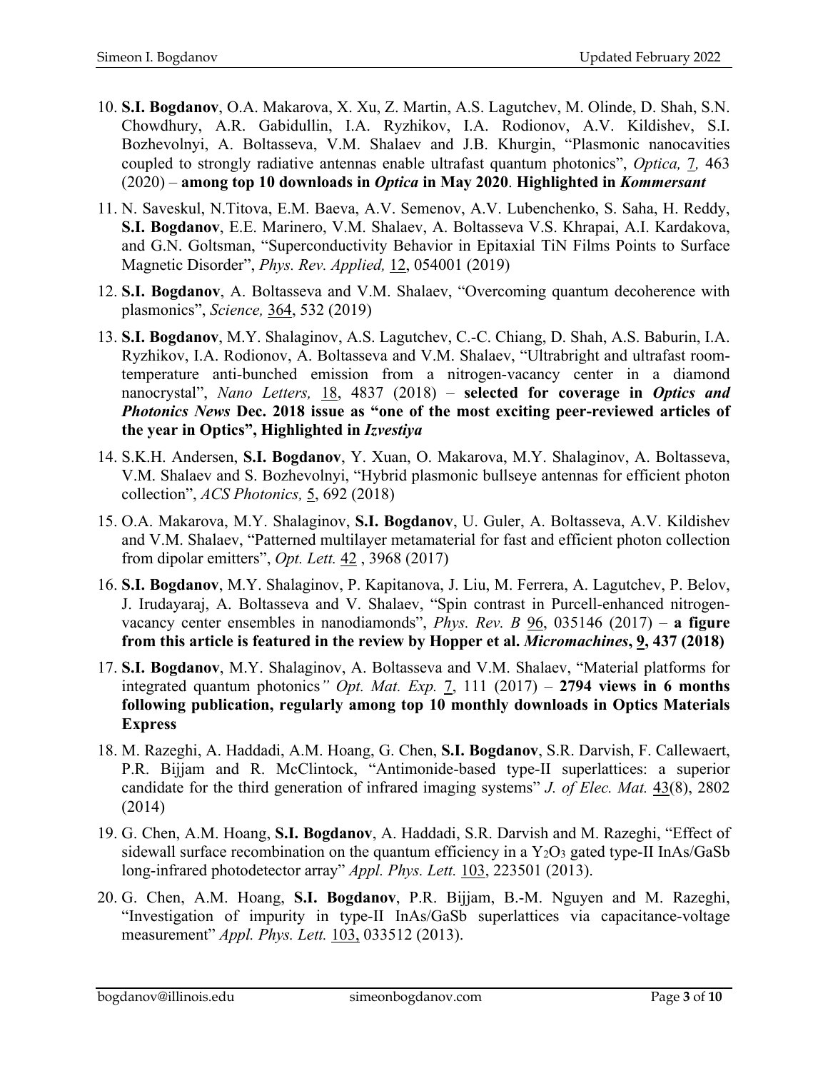10. **S.I. Bogdanov**, O.A. Makarova, X. Xu, Z. Martin, A.S. Lagutchev, M. Olinde, D. Shah, S.N. Chowdhury, A.R. Gabidullin, I.A. Ryzhikov, I.A. Rodionov, A.V. Kildishev, S.I. Bozhevolnyi, A. Boltasseva, V.M. Shalaev and J.B. Khurgin, "Plasmonic nanocavities coupled to strongly radiative antennas enable ultrafast quantum photonics", *Optica,* 7, 463 (2020) – **among top 10 downloads in *Optica* in May 2020**. **Highlighted in *Kommersant***

11. N. Saveskul, N.Titova, E.M. Baeva, A.V. Semenov, A.V. Lubenchenko, S. Saha, H. Reddy, **S.I. Bogdanov**, E.E. Marinero, V.M. Shalaev, A. Boltasseva V.S. Khrapai, A.I. Kardakova, and G.N. Goltsman, "Superconductivity Behavior in Epitaxial TiN Films Points to Surface Magnetic Disorder", *Phys. Rev. Applied,* 12, 054001 (2019)

12. **S.I. Bogdanov**, A. Boltasseva and V.M. Shalaev, "Overcoming quantum decoherence with plasmonics", *Science,* 364, 532 (2019)

13. **S.I. Bogdanov**, M.Y. Shalaginov, A.S. Lagutchev, C.-C. Chiang, D. Shah, A.S. Baburin, I.A. Ryzhikov, I.A. Rodionov, A. Boltasseva and V.M. Shalaev, "Ultrabright and ultrafast room-temperature anti-bunched emission from a nitrogen-vacancy center in a diamond nanocrystal", *Nano Letters,* 18, 4837 (2018) – **selected for coverage in *Optics and Photonics News* Dec. 2018 issue as "one of the most exciting peer-reviewed articles of the year in Optics", Highlighted in *Izvestiya***

14. S.K.H. Andersen, **S.I. Bogdanov**, Y. Xuan, O. Makarova, M.Y. Shalaginov, A. Boltasseva, V.M. Shalaev and S. Bozhevolnyi, "Hybrid plasmonic bullseye antennas for efficient photon collection", *ACS Photonics,* 5, 692 (2018)

15. O.A. Makarova, M.Y. Shalaginov, **S.I. Bogdanov**, U. Guler, A. Boltasseva, A.V. Kildishev and V.M. Shalaev, "Patterned multilayer metamaterial for fast and efficient photon collection from dipolar emitters", *Opt. Lett.* 42 , 3968 (2017)

16. **S.I. Bogdanov**, M.Y. Shalaginov, P. Kapitanova, J. Liu, M. Ferrera, A. Lagutchev, P. Belov, J. Irudayaraj, A. Boltasseva and V. Shalaev, "Spin contrast in Purcell-enhanced nitrogen-vacancy center ensembles in nanodiamonds", *Phys. Rev. B* 96, 035146 (2017) – **a figure from this article is featured in the review by Hopper et al. *Micromachines*, 9, 437 (2018)**

17. **S.I. Bogdanov**, M.Y. Shalaginov, A. Boltasseva and V.M. Shalaev, "Material platforms for integrated quantum photonics*" Opt. Mat. Exp.* 7, 111 (2017) – **2794 views in 6 months following publication, regularly among top 10 monthly downloads in Optics Materials Express**

18. M. Razeghi, A. Haddadi, A.M. Hoang, G. Chen, **S.I. Bogdanov**, S.R. Darvish, F. Callewaert, P.R. Bijjam and R. McClintock, "Antimonide-based type-II superlattices: a superior candidate for the third generation of infrared imaging systems" *J. of Elec. Mat.* 43(8), 2802 (2014)

19. G. Chen, A.M. Hoang, **S.I. Bogdanov**, A. Haddadi, S.R. Darvish and M. Razeghi, "Effect of sidewall surface recombination on the quantum efficiency in a $Y_2O_3$ gated type-II InAs/GaSb long-infrared photodetector array" *Appl. Phys. Lett.* 103, 223501 (2013).

20. G. Chen, A.M. Hoang, **S.I. Bogdanov**, P.R. Bijjam, B.-M. Nguyen and M. Razeghi, "Investigation of impurity in type-II InAs/GaSb superlattices via capacitance-voltage measurement" *Appl. Phys. Lett.* 103, 033512 (2013).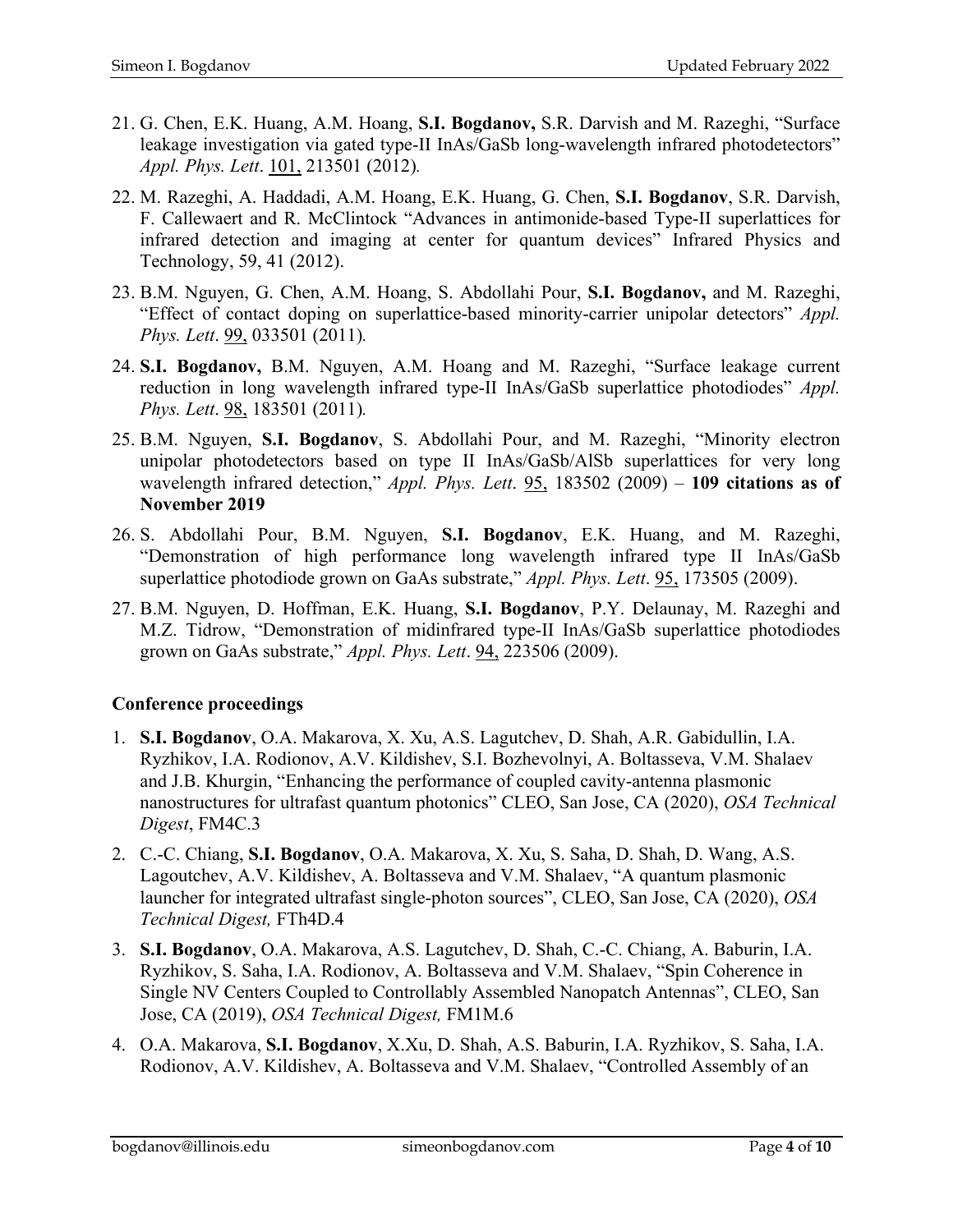21. G. Chen, E.K. Huang, A.M. Hoang, **S.I. Bogdanov,** S.R. Darvish and M. Razeghi, "Surface leakage investigation via gated type-II InAs/GaSb long-wavelength infrared photodetectors" *Appl. Phys. Lett*. 101, 213501 (2012).
22. M. Razeghi, A. Haddadi, A.M. Hoang, E.K. Huang, G. Chen, **S.I. Bogdanov**, S.R. Darvish, F. Callewaert and R. McClintock "Advances in antimonide-based Type-II superlattices for infrared detection and imaging at center for quantum devices" Infrared Physics and Technology, 59, 41 (2012).
23. B.M. Nguyen, G. Chen, A.M. Hoang, S. Abdollahi Pour, **S.I. Bogdanov,** and M. Razeghi, "Effect of contact doping on superlattice-based minority-carrier unipolar detectors" *Appl. Phys. Lett*. 99, 033501 (2011).
24. **S.I. Bogdanov,** B.M. Nguyen, A.M. Hoang and M. Razeghi, "Surface leakage current reduction in long wavelength infrared type-II InAs/GaSb superlattice photodiodes" *Appl. Phys. Lett*. 98, 183501 (2011).
25. B.M. Nguyen, **S.I. Bogdanov**, S. Abdollahi Pour, and M. Razeghi, "Minority electron unipolar photodetectors based on type II InAs/GaSb/AlSb superlattices for very long wavelength infrared detection," *Appl. Phys. Lett*. 95, 183502 (2009) – **109 citations as of November 2019**
26. S. Abdollahi Pour, B.M. Nguyen, **S.I. Bogdanov**, E.K. Huang, and M. Razeghi, "Demonstration of high performance long wavelength infrared type II InAs/GaSb superlattice photodiode grown on GaAs substrate," *Appl. Phys. Lett*. 95, 173505 (2009).
27. B.M. Nguyen, D. Hoffman, E.K. Huang, **S.I. Bogdanov**, P.Y. Delaunay, M. Razeghi and M.Z. Tidrow, "Demonstration of midinfrared type-II InAs/GaSb superlattice photodiodes grown on GaAs substrate," *Appl. Phys. Lett*. 94, 223506 (2009).

### Conference proceedings

1. **S.I. Bogdanov**, O.A. Makarova, X. Xu, A.S. Lagutchev, D. Shah, A.R. Gabidullin, I.A. Ryzhikov, I.A. Rodionov, A.V. Kildishev, S.I. Bozhevolnyi, A. Boltasseva, V.M. Shalaev and J.B. Khurgin, "Enhancing the performance of coupled cavity-antenna plasmonic nanostructures for ultrafast quantum photonics" CLEO, San Jose, CA (2020), *OSA Technical Digest*, FM4C.3
2. C.-C. Chiang, **S.I. Bogdanov**, O.A. Makarova, X. Xu, S. Saha, D. Shah, D. Wang, A.S. Lagoutchev, A.V. Kildishev, A. Boltasseva and V.M. Shalaev, "A quantum plasmonic launcher for integrated ultrafast single-photon sources", CLEO, San Jose, CA (2020), *OSA Technical Digest,* FTh4D.4
3. **S.I. Bogdanov**, O.A. Makarova, A.S. Lagutchev, D. Shah, C.-C. Chiang, A. Baburin, I.A. Ryzhikov, S. Saha, I.A. Rodionov, A. Boltasseva and V.M. Shalaev, "Spin Coherence in Single NV Centers Coupled to Controllably Assembled Nanopatch Antennas", CLEO, San Jose, CA (2019), *OSA Technical Digest,* FM1M.6
4. O.A. Makarova, **S.I. Bogdanov**, X.Xu, D. Shah, A.S. Baburin, I.A. Ryzhikov, S. Saha, I.A. Rodionov, A.V. Kildishev, A. Boltasseva and V.M. Shalaev, "Controlled Assembly of an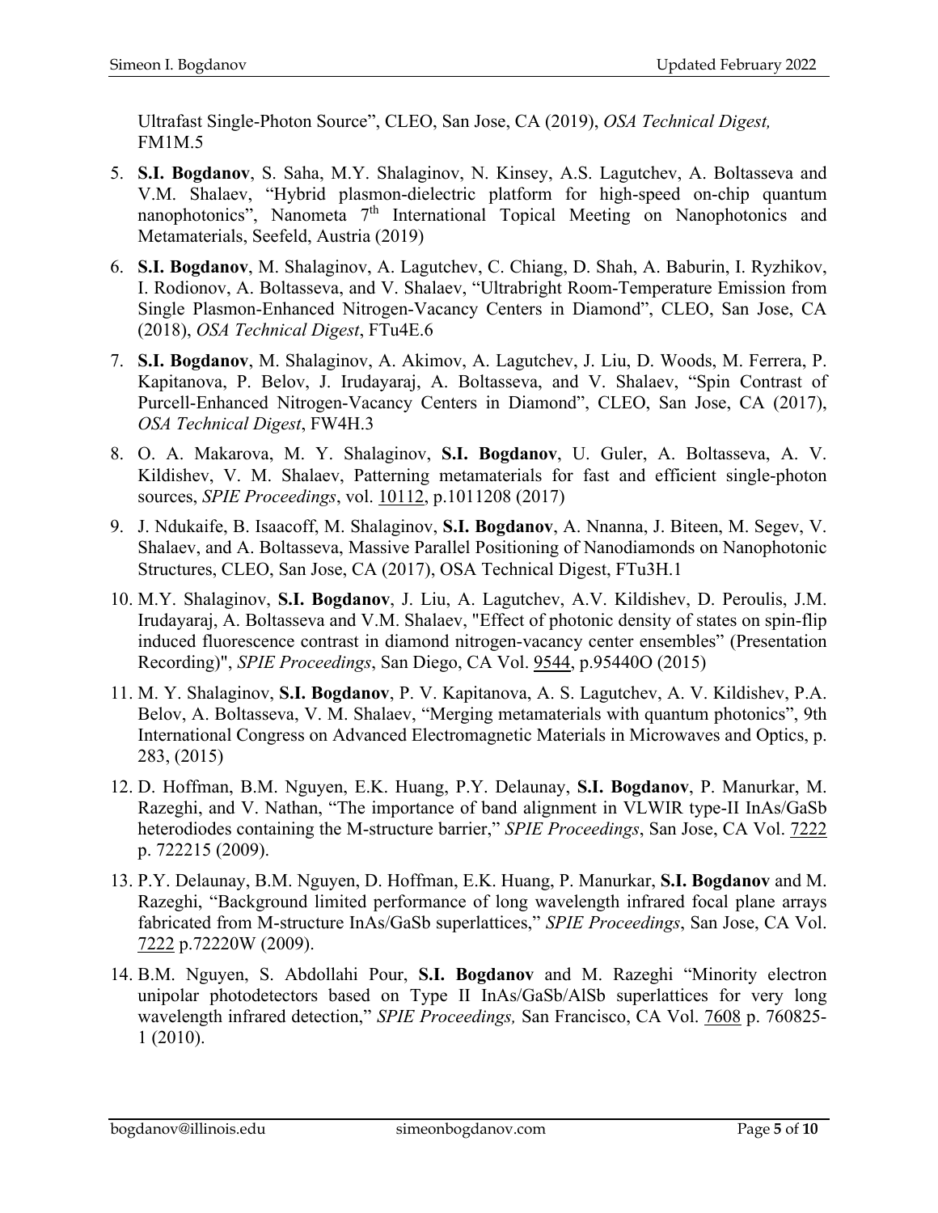Ultrafast Single-Photon Source", CLEO, San Jose, CA (2019), *OSA Technical Digest,* FM1M.5

5. **S.I. Bogdanov**, S. Saha, M.Y. Shalaginov, N. Kinsey, A.S. Lagutchev, A. Boltasseva and V.M. Shalaev, "Hybrid plasmon-dielectric platform for high-speed on-chip quantum nanophotonics", Nanometa 7th International Topical Meeting on Nanophotonics and Metamaterials, Seefeld, Austria (2019)
6. **S.I. Bogdanov**, M. Shalaginov, A. Lagutchev, C. Chiang, D. Shah, A. Baburin, I. Ryzhikov, I. Rodionov, A. Boltasseva, and V. Shalaev, "Ultrabright Room-Temperature Emission from Single Plasmon-Enhanced Nitrogen-Vacancy Centers in Diamond", CLEO, San Jose, CA (2018), *OSA Technical Digest*, FTu4E.6
7. **S.I. Bogdanov**, M. Shalaginov, A. Akimov, A. Lagutchev, J. Liu, D. Woods, M. Ferrera, P. Kapitanova, P. Belov, J. Irudayaraj, A. Boltasseva, and V. Shalaev, "Spin Contrast of Purcell-Enhanced Nitrogen-Vacancy Centers in Diamond", CLEO, San Jose, CA (2017), *OSA Technical Digest*, FW4H.3
8. O. A. Makarova, M. Y. Shalaginov, **S.I. Bogdanov**, U. Guler, A. Boltasseva, A. V. Kildishev, V. M. Shalaev, Patterning metamaterials for fast and efficient single-photon sources, *SPIE Proceedings*, vol. 10112, p.1011208 (2017)
9. J. Ndukaife, B. Isaacoff, M. Shalaginov, **S.I. Bogdanov**, A. Nnanna, J. Biteen, M. Segev, V. Shalaev, and A. Boltasseva, Massive Parallel Positioning of Nanodiamonds on Nanophotonic Structures, CLEO, San Jose, CA (2017), OSA Technical Digest, FTu3H.1
10. M.Y. Shalaginov, **S.I. Bogdanov**, J. Liu, A. Lagutchev, A.V. Kildishev, D. Peroulis, J.M. Irudayaraj, A. Boltasseva and V.M. Shalaev, "Effect of photonic density of states on spin-flip induced fluorescence contrast in diamond nitrogen-vacancy center ensembles" (Presentation Recording)", *SPIE Proceedings*, San Diego, CA Vol. 9544, p.95440O (2015)
11. M. Y. Shalaginov, **S.I. Bogdanov**, P. V. Kapitanova, A. S. Lagutchev, A. V. Kildishev, P.A. Belov, A. Boltasseva, V. M. Shalaev, "Merging metamaterials with quantum photonics", 9th International Congress on Advanced Electromagnetic Materials in Microwaves and Optics, p. 283, (2015)
12. D. Hoffman, B.M. Nguyen, E.K. Huang, P.Y. Delaunay, **S.I. Bogdanov**, P. Manurkar, M. Razeghi, and V. Nathan, "The importance of band alignment in VLWIR type-II InAs/GaSb heterodiodes containing the M-structure barrier," *SPIE Proceedings*, San Jose, CA Vol. 7222 p. 722215 (2009).
13. P.Y. Delaunay, B.M. Nguyen, D. Hoffman, E.K. Huang, P. Manurkar, **S.I. Bogdanov** and M. Razeghi, "Background limited performance of long wavelength infrared focal plane arrays fabricated from M-structure InAs/GaSb superlattices," *SPIE Proceedings*, San Jose, CA Vol. 7222 p.72220W (2009).
14. B.M. Nguyen, S. Abdollahi Pour, **S.I. Bogdanov** and M. Razeghi "Minority electron unipolar photodetectors based on Type II InAs/GaSb/AlSb superlattices for very long wavelength infrared detection," *SPIE Proceedings,* San Francisco, CA Vol. 7608 p. 760825-1 (2010).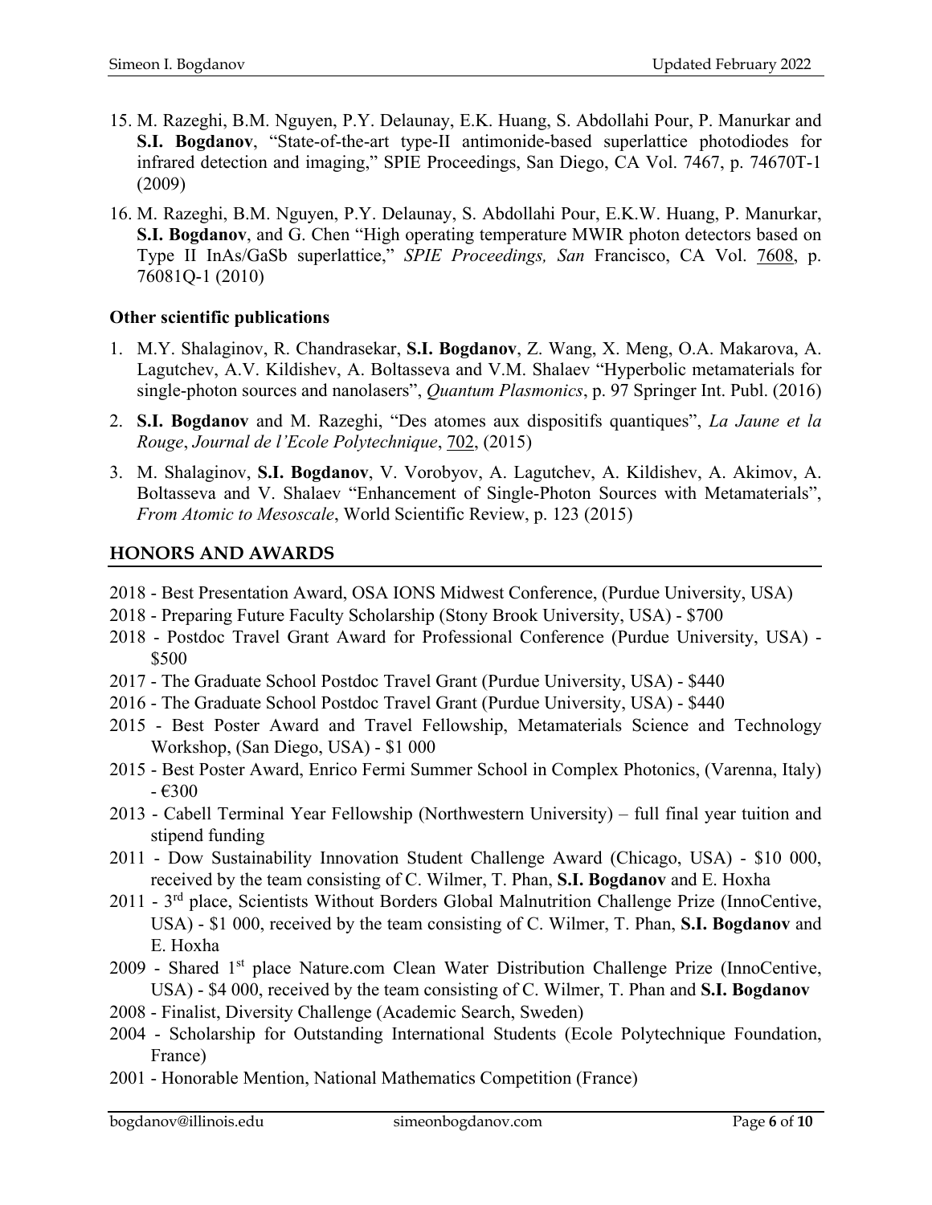15. M. Razeghi, B.M. Nguyen, P.Y. Delaunay, E.K. Huang, S. Abdollahi Pour, P. Manurkar and **S.I. Bogdanov**, "State-of-the-art type-II antimonide-based superlattice photodiodes for infrared detection and imaging," SPIE Proceedings, San Diego, CA Vol. 7467, p. 74670T-1 (2009)
16. M. Razeghi, B.M. Nguyen, P.Y. Delaunay, S. Abdollahi Pour, E.K.W. Huang, P. Manurkar, **S.I. Bogdanov**, and G. Chen "High operating temperature MWIR photon detectors based on Type II InAs/GaSb superlattice," *SPIE Proceedings, San* Francisco, CA Vol. 7608, p. 76081Q-1 (2010)

### Other scientific publications

1. M.Y. Shalaginov, R. Chandrasekar, **S.I. Bogdanov**, Z. Wang, X. Meng, O.A. Makarova, A. Lagutchev, A.V. Kildishev, A. Boltasseva and V.M. Shalaev "Hyperbolic metamaterials for single-photon sources and nanolasers", *Quantum Plasmonics*, p. 97 Springer Int. Publ. (2016)
2. **S.I. Bogdanov** and M. Razeghi, "Des atomes aux dispositifs quantiques", *La Jaune et la Rouge*, *Journal de l'Ecole Polytechnique*, 702, (2015)
3. M. Shalaginov, **S.I. Bogdanov**, V. Vorobyov, A. Lagutchev, A. Kildishev, A. Akimov, A. Boltasseva and V. Shalaev "Enhancement of Single-Photon Sources with Metamaterials", *From Atomic to Mesoscale*, World Scientific Review, p. 123 (2015)

## HONORS AND AWARDS

2018 - Best Presentation Award, OSA IONS Midwest Conference, (Purdue University, USA)
2018 - Preparing Future Faculty Scholarship (Stony Brook University, USA) - $700
2018 - Postdoc Travel Grant Award for Professional Conference (Purdue University, USA) - $500
2017 - The Graduate School Postdoc Travel Grant (Purdue University, USA) - $440
2016 - The Graduate School Postdoc Travel Grant (Purdue University, USA) - $440
2015 - Best Poster Award and Travel Fellowship, Metamaterials Science and Technology Workshop, (San Diego, USA) - $1 000
2015 - Best Poster Award, Enrico Fermi Summer School in Complex Photonics, (Varenna, Italy) - €300
2013 - Cabell Terminal Year Fellowship (Northwestern University) – full final year tuition and stipend funding
2011 - Dow Sustainability Innovation Student Challenge Award (Chicago, USA) - $10 000, received by the team consisting of C. Wilmer, T. Phan, **S.I. Bogdanov** and E. Hoxha
2011 - 3rd place, Scientists Without Borders Global Malnutrition Challenge Prize (InnoCentive, USA) - $1 000, received by the team consisting of C. Wilmer, T. Phan, **S.I. Bogdanov** and E. Hoxha
2009 - Shared 1st place Nature.com Clean Water Distribution Challenge Prize (InnoCentive, USA) - $4 000, received by the team consisting of C. Wilmer, T. Phan and **S.I. Bogdanov**
2008 - Finalist, Diversity Challenge (Academic Search, Sweden)
2004 - Scholarship for Outstanding International Students (Ecole Polytechnique Foundation, France)
2001 - Honorable Mention, National Mathematics Competition (France)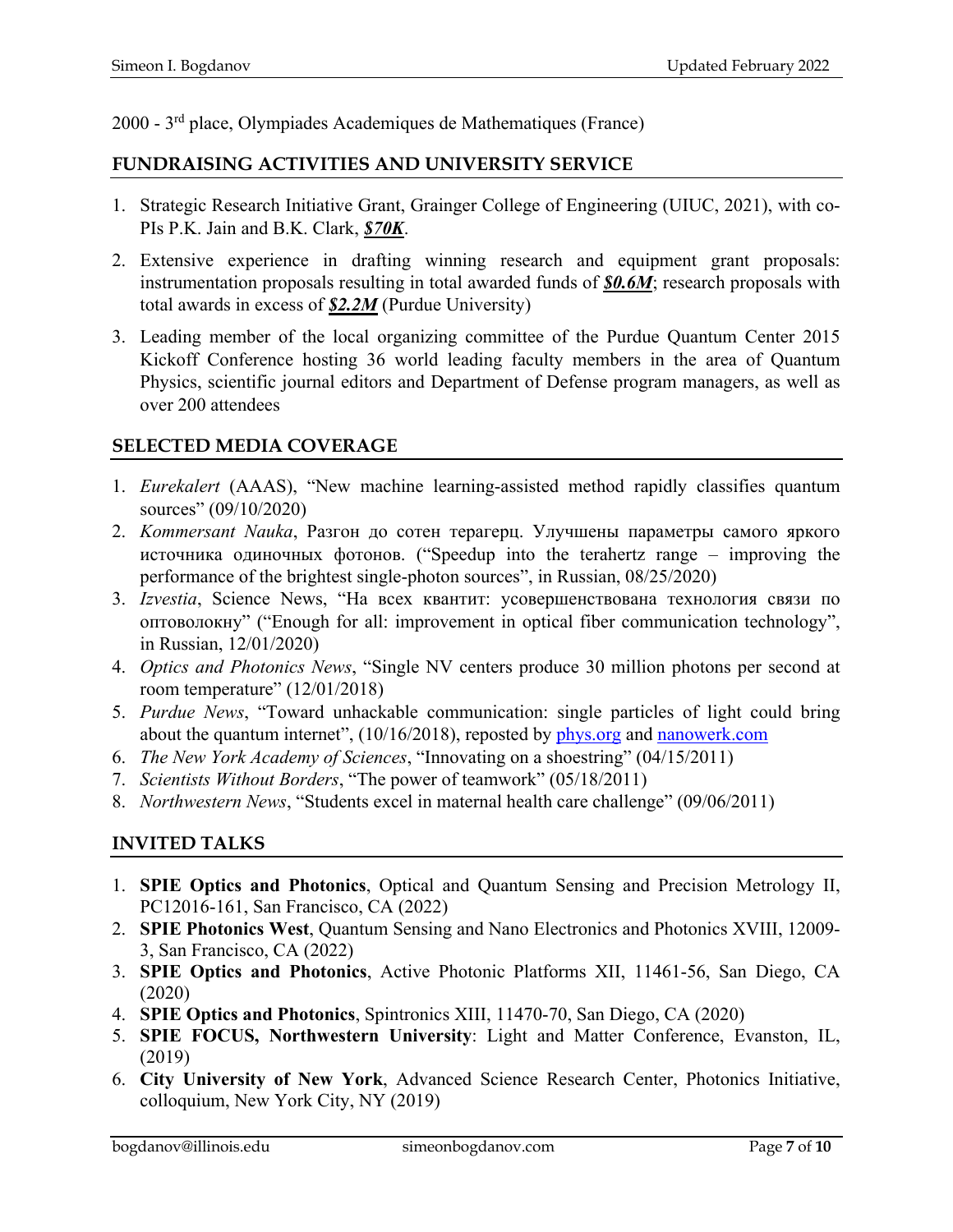2000 - 3rd place, Olympiades Academiques de Mathematiques (France)

## FUNDRAISING ACTIVITIES AND UNIVERSITY SERVICE

1. Strategic Research Initiative Grant, Grainger College of Engineering (UIUC, 2021), with co-PIs P.K. Jain and B.K. Clark, ***$70K***.
2. Extensive experience in drafting winning research and equipment grant proposals: instrumentation proposals resulting in total awarded funds of ***$0.6M***; research proposals with total awards in excess of ***$2.2M*** (Purdue University)
3. Leading member of the local organizing committee of the Purdue Quantum Center 2015 Kickoff Conference hosting 36 world leading faculty members in the area of Quantum Physics, scientific journal editors and Department of Defense program managers, as well as over 200 attendees

## SELECTED MEDIA COVERAGE

1. *Eurekalert* (AAAS), "New machine learning-assisted method rapidly classifies quantum sources" (09/10/2020)
2. *Kommersant Nauka*, Разгон до сотен терагерц. Улучшены параметры самого яркого источника одиночных фотонов. ("Speedup into the terahertz range – improving the performance of the brightest single-photon sources", in Russian, 08/25/2020)
3. *Izvestia*, Science News, "На всех квантит: усовершенствована технология связи по оптоволокну" ("Enough for all: improvement in optical fiber communication technology", in Russian, 12/01/2020)
4. *Optics and Photonics News*, "Single NV centers produce 30 million photons per second at room temperature" (12/01/2018)
5. *Purdue News*, "Toward unhackable communication: single particles of light could bring about the quantum internet", (10/16/2018), reposted by phys.org and nanowerk.com
6. *The New York Academy of Sciences*, "Innovating on a shoestring" (04/15/2011)
7. *Scientists Without Borders*, "The power of teamwork" (05/18/2011)
8. *Northwestern News*, "Students excel in maternal health care challenge" (09/06/2011)

## INVITED TALKS

1. **SPIE Optics and Photonics**, Optical and Quantum Sensing and Precision Metrology II, PC12016-161, San Francisco, CA (2022)
2. **SPIE Photonics West**, Quantum Sensing and Nano Electronics and Photonics XVIII, 12009-3, San Francisco, CA (2022)
3. **SPIE Optics and Photonics**, Active Photonic Platforms XII, 11461-56, San Diego, CA (2020)
4. **SPIE Optics and Photonics**, Spintronics XIII, 11470-70, San Diego, CA (2020)
5. **SPIE FOCUS, Northwestern University**: Light and Matter Conference, Evanston, IL, (2019)
6. **City University of New York**, Advanced Science Research Center, Photonics Initiative, colloquium, New York City, NY (2019)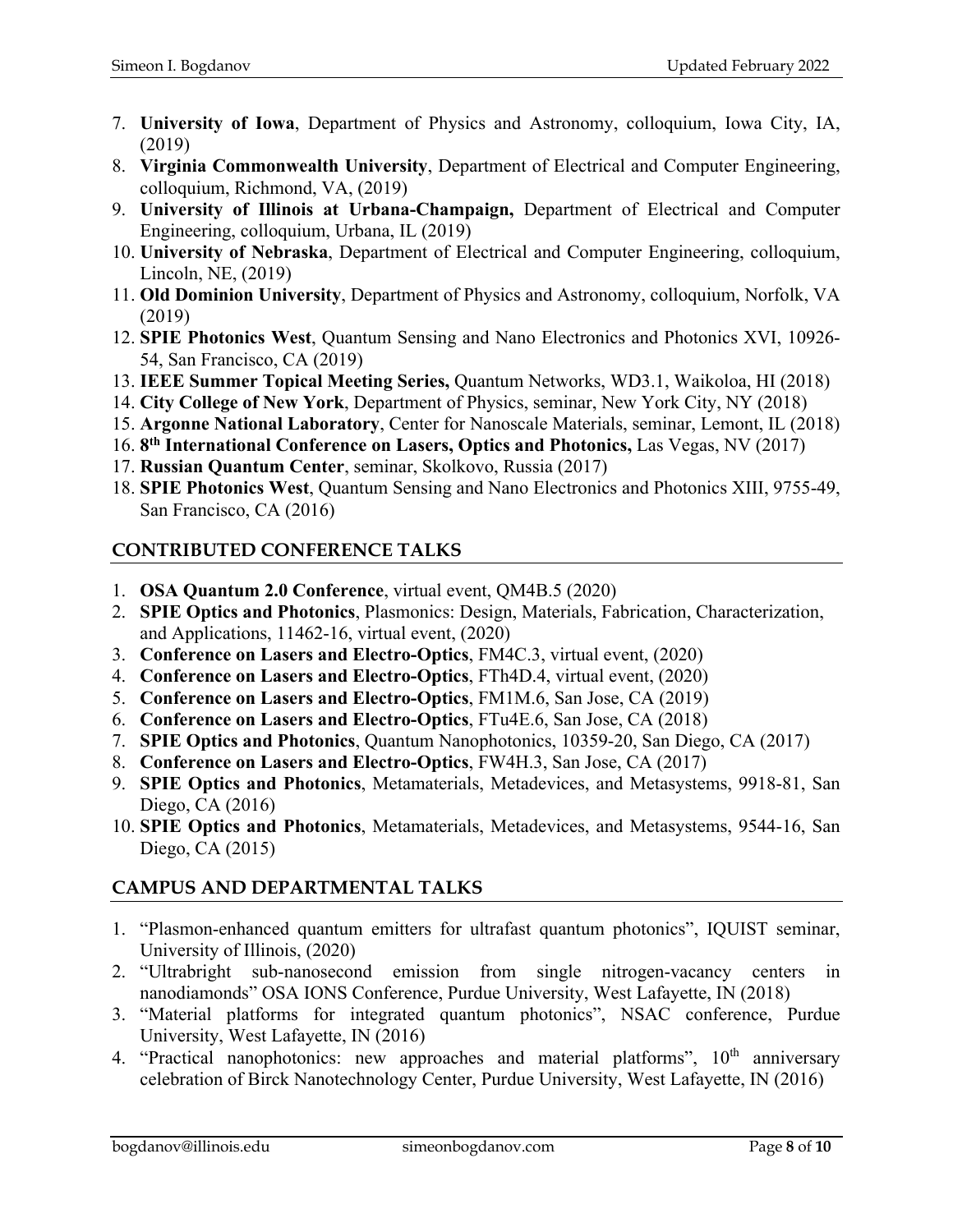7. **University of Iowa**, Department of Physics and Astronomy, colloquium, Iowa City, IA, (2019)
8. **Virginia Commonwealth University**, Department of Electrical and Computer Engineering, colloquium, Richmond, VA, (2019)
9. **University of Illinois at Urbana-Champaign,** Department of Electrical and Computer Engineering, colloquium, Urbana, IL (2019)
10. **University of Nebraska**, Department of Electrical and Computer Engineering, colloquium, Lincoln, NE, (2019)
11. **Old Dominion University**, Department of Physics and Astronomy, colloquium, Norfolk, VA (2019)
12. **SPIE Photonics West**, Quantum Sensing and Nano Electronics and Photonics XVI, 10926-54, San Francisco, CA (2019)
13. **IEEE Summer Topical Meeting Series,** Quantum Networks, WD3.1, Waikoloa, HI (2018)
14. **City College of New York**, Department of Physics, seminar, New York City, NY (2018)
15. **Argonne National Laboratory**, Center for Nanoscale Materials, seminar, Lemont, IL (2018)
16. **8th International Conference on Lasers, Optics and Photonics,** Las Vegas, NV (2017)
17. **Russian Quantum Center**, seminar, Skolkovo, Russia (2017)
18. **SPIE Photonics West**, Quantum Sensing and Nano Electronics and Photonics XIII, 9755-49, San Francisco, CA (2016)

## CONTRIBUTED CONFERENCE TALKS

1. **OSA Quantum 2.0 Conference**, virtual event, QM4B.5 (2020)
2. **SPIE Optics and Photonics**, Plasmonics: Design, Materials, Fabrication, Characterization, and Applications, 11462-16, virtual event, (2020)
3. **Conference on Lasers and Electro-Optics**, FM4C.3, virtual event, (2020)
4. **Conference on Lasers and Electro-Optics**, FTh4D.4, virtual event, (2020)
5. **Conference on Lasers and Electro-Optics**, FM1M.6, San Jose, CA (2019)
6. **Conference on Lasers and Electro-Optics**, FTu4E.6, San Jose, CA (2018)
7. **SPIE Optics and Photonics**, Quantum Nanophotonics, 10359-20, San Diego, CA (2017)
8. **Conference on Lasers and Electro-Optics**, FW4H.3, San Jose, CA (2017)
9. **SPIE Optics and Photonics**, Metamaterials, Metadevices, and Metasystems, 9918-81, San Diego, CA (2016)
10. **SPIE Optics and Photonics**, Metamaterials, Metadevices, and Metasystems, 9544-16, San Diego, CA (2015)

## CAMPUS AND DEPARTMENTAL TALKS

1. "Plasmon-enhanced quantum emitters for ultrafast quantum photonics", IQUIST seminar, University of Illinois, (2020)
2. "Ultrabright sub-nanosecond emission from single nitrogen-vacancy centers in nanodiamonds" OSA IONS Conference, Purdue University, West Lafayette, IN (2018)
3. "Material platforms for integrated quantum photonics", NSAC conference, Purdue University, West Lafayette, IN (2016)
4. "Practical nanophotonics: new approaches and material platforms", 10th anniversary celebration of Birck Nanotechnology Center, Purdue University, West Lafayette, IN (2016)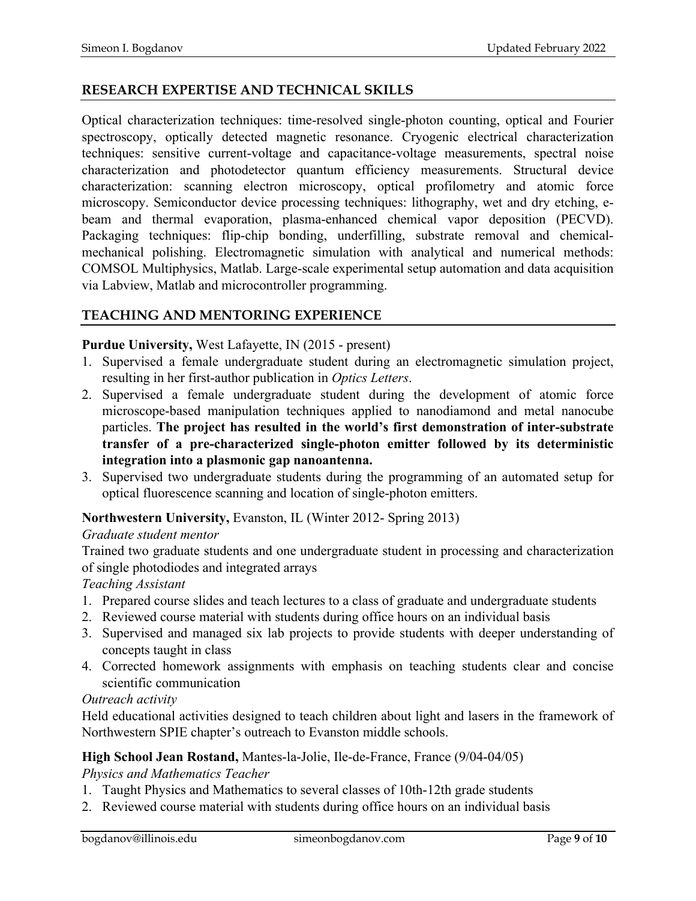## RESEARCH EXPERTISE AND TECHNICAL SKILLS

Optical characterization techniques: time-resolved single-photon counting, optical and Fourier spectroscopy, optically detected magnetic resonance. Cryogenic electrical characterization techniques: sensitive current-voltage and capacitance-voltage measurements, spectral noise characterization and photodetector quantum efficiency measurements. Structural device characterization: scanning electron microscopy, optical profilometry and atomic force microscopy. Semiconductor device processing techniques: lithography, wet and dry etching, e-beam and thermal evaporation, plasma-enhanced chemical vapor deposition (PECVD). Packaging techniques: flip-chip bonding, underfilling, substrate removal and chemical-mechanical polishing. Electromagnetic simulation with analytical and numerical methods: COMSOL Multiphysics, Matlab. Large-scale experimental setup automation and data acquisition via Labview, Matlab and microcontroller programming.

## TEACHING AND MENTORING EXPERIENCE

**Purdue University,** West Lafayette, IN (2015 - present)

1. Supervised a female undergraduate student during an electromagnetic simulation project, resulting in her first-author publication in *Optics Letters*.
2. Supervised a female undergraduate student during the development of atomic force microscope-based manipulation techniques applied to nanodiamond and metal nanocube particles. **The project has resulted in the world's first demonstration of inter-substrate transfer of a pre-characterized single-photon emitter followed by its deterministic integration into a plasmonic gap nanoantenna.**
3. Supervised two undergraduate students during the programming of an automated setup for optical fluorescence scanning and location of single-photon emitters.

**Northwestern University,** Evanston, IL (Winter 2012- Spring 2013)

*Graduate student mentor*

Trained two graduate students and one undergraduate student in processing and characterization of single photodiodes and integrated arrays

*Teaching Assistant*

1. Prepared course slides and teach lectures to a class of graduate and undergraduate students
2. Reviewed course material with students during office hours on an individual basis
3. Supervised and managed six lab projects to provide students with deeper understanding of concepts taught in class
4. Corrected homework assignments with emphasis on teaching students clear and concise scientific communication

*Outreach activity*

Held educational activities designed to teach children about light and lasers in the framework of Northwestern SPIE chapter's outreach to Evanston middle schools.

**High School Jean Rostand,** Mantes-la-Jolie, Ile-de-France, France (9/04-04/05)

*Physics and Mathematics Teacher*

1. Taught Physics and Mathematics to several classes of 10th-12th grade students
2. Reviewed course material with students during office hours on an individual basis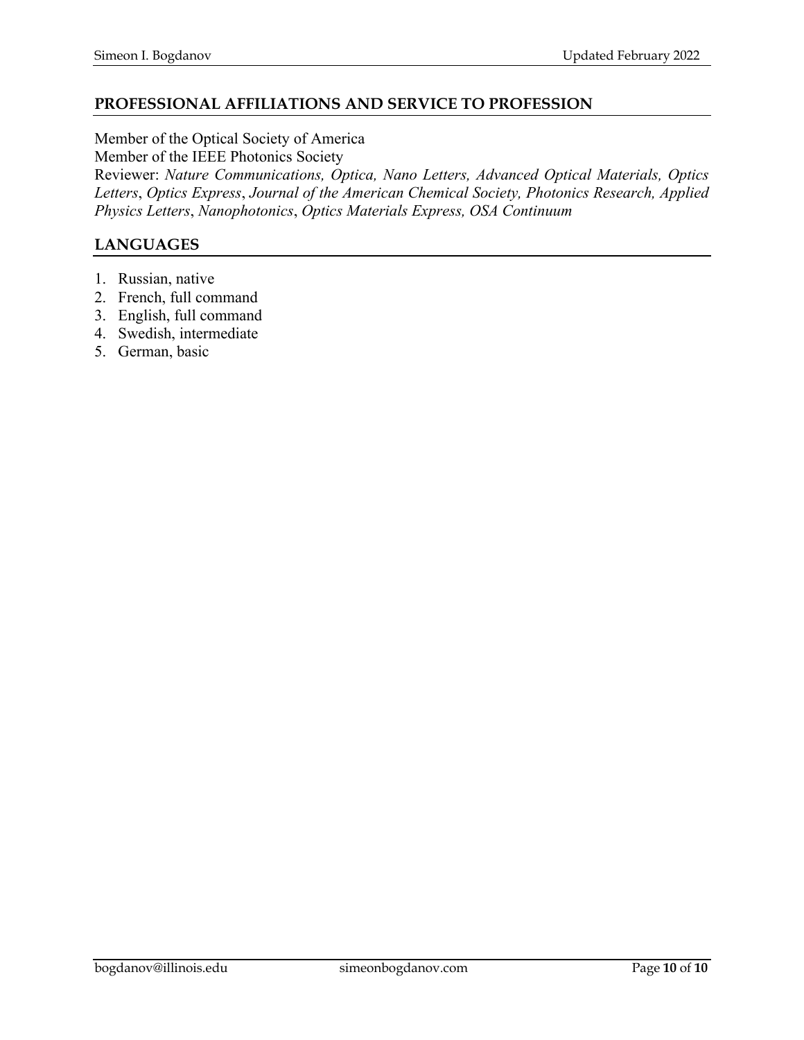## PROFESSIONAL AFFILIATIONS AND SERVICE TO PROFESSION

Member of the Optical Society of America
Member of the IEEE Photonics Society
Reviewer: *Nature Communications, Optica, Nano Letters, Advanced Optical Materials, Optics Letters*, *Optics Express*, *Journal of the American Chemical Society, Photonics Research, Applied Physics Letters*, *Nanophotonics*, *Optics Materials Express, OSA Continuum*

## LANGUAGES

1. Russian, native
2. French, full command
3. English, full command
4. Swedish, intermediate
5. German, basic